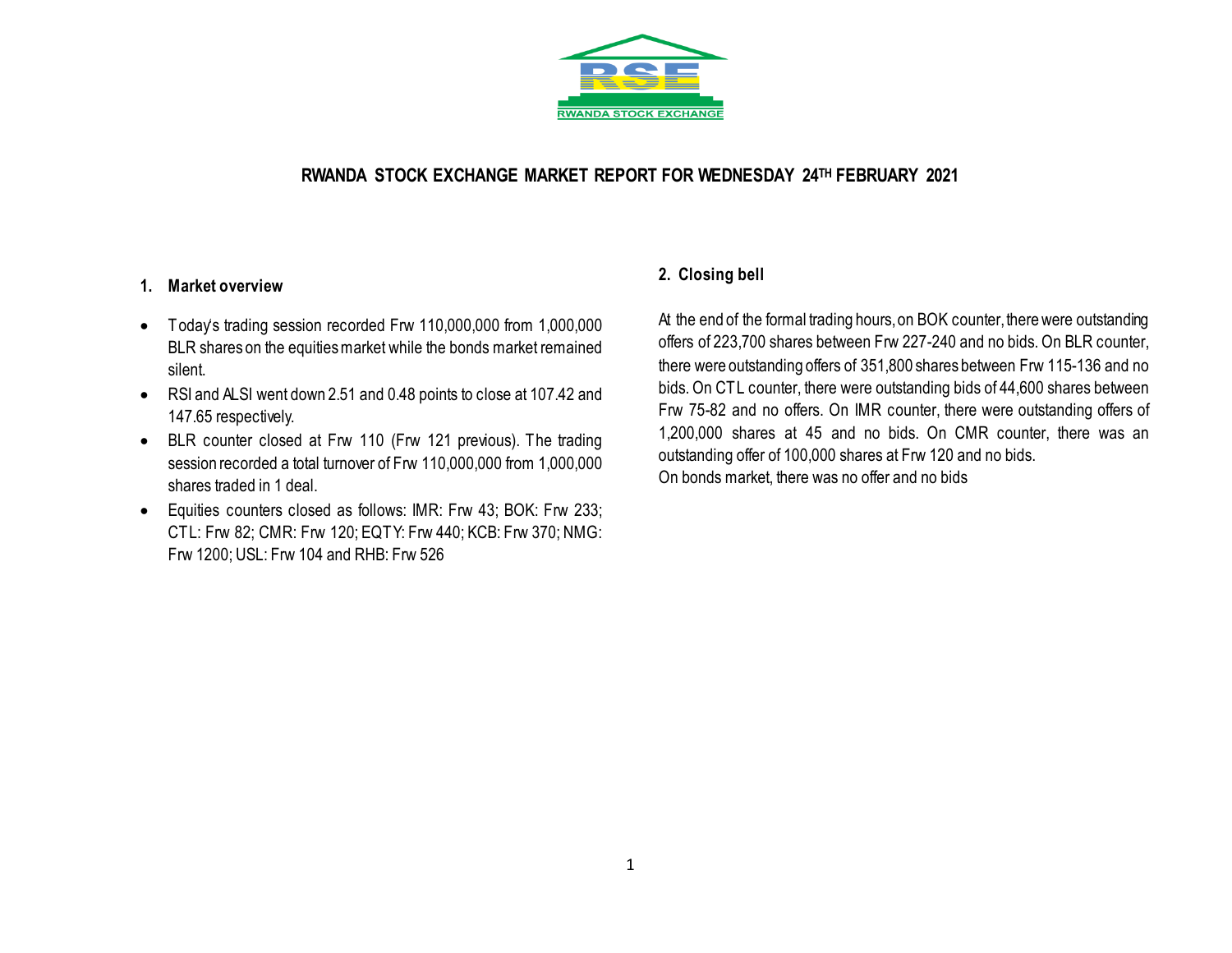RWANDA STOCK EXCHANGE

# RWANDA STOCK EXCHANGE MARKET REPORT FOR WEDNESDAY 24TH FEBRUARY 2021

## 1. Market overview

- Today's trading session recorded Frw 110,000,000 from 1,000,000 BLR shares on the equities market while the bonds market remained silent.
- RSI and ALSI went down 2.51 and 0.48 points to close at 107.42 and 147.65 respectively.
- BLR counter closed at Frw 110 (Frw 121 previous). The trading session recorded a total turnover of Frw 110,000,000 from 1,000,000 shares traded in 1 deal.
- Equities counters closed as follows: IMR: Frw 43; BOK: Frw 233; CTL: Frw 82; CMR: Frw 120; EQTY: Frw 440; KCB: Frw 370; NMG: Frw 1200; USL: Frw 104 and RHB: Frw 526

## 2. Closing bell

At the end of the formal trading hours, on BOK counter, there were outstanding offers of 223,700 shares between Frw 227-240 and no bids. On BLR counter, there were outstanding offers of 351,800 shares between Frw 115-136 and no bids. On CTL counter, there were outstanding bids of 44,600 shares between Frw 75-82 and no offers. On IMR counter, there were outstanding offers of 1,200,000 shares at 45 and no bids. On CMR counter, there was an outstanding offer of 100,000 shares at Frw 120 and no bids.
On bonds market, there was no offer and no bids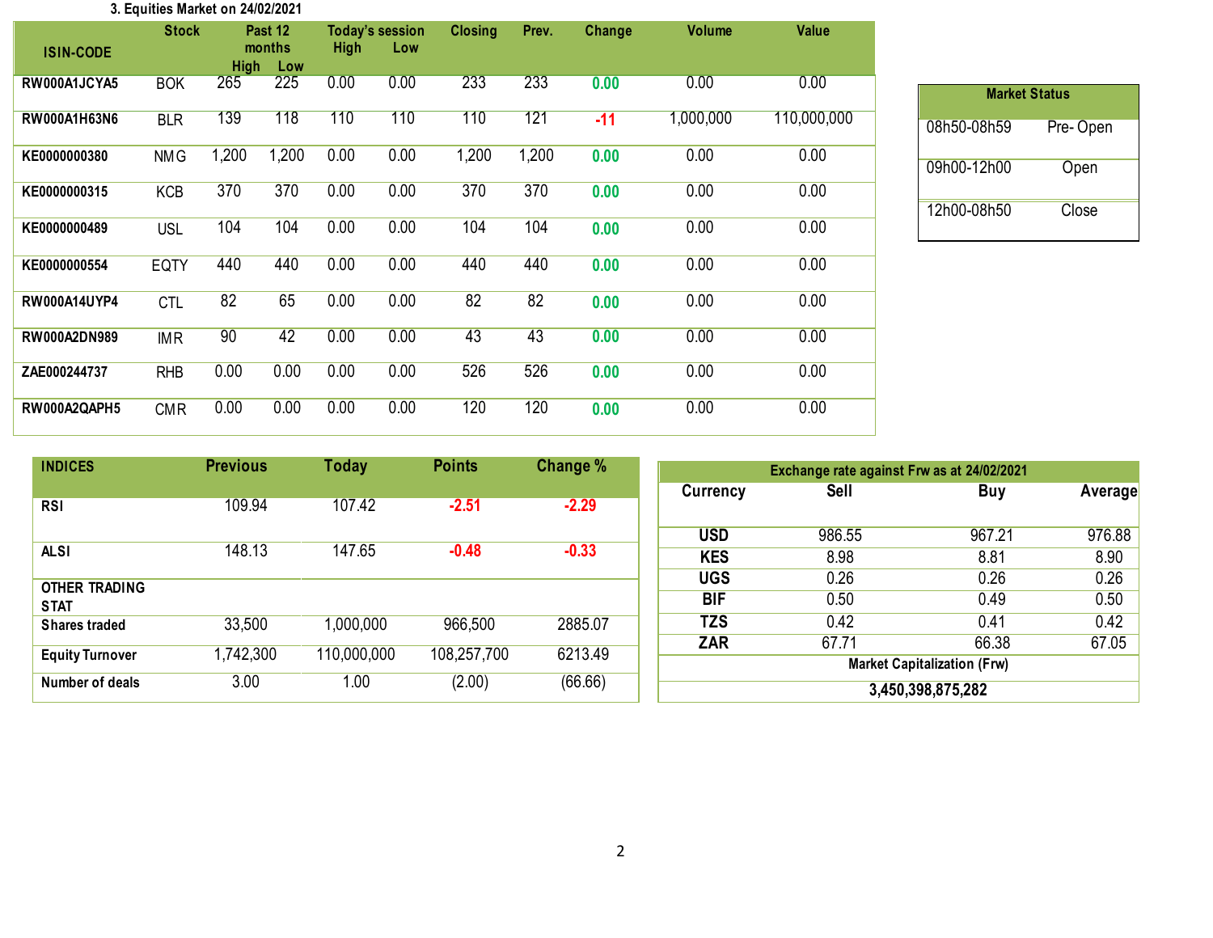### 3. Equities Market on 24/02/2021

| ISIN-CODE | Stock | Past 12 months High | Past 12 months Low | Today's session High | Today's session Low | Closing | Prev. | Change | Volume | Value |
|---|---|---|---|---|---|---|---|---|---|---|
| RW000A1JCYA5 | BOK | 265 | 225 | 0.00 | 0.00 | 233 | 233 | 0.00 | 0.00 | 0.00 |
| RW000A1H63N6 | BLR | 139 | 118 | 110 | 110 | 110 | 121 | -11 | 1,000,000 | 110,000,000 |
| KE0000000380 | NMG | 1,200 | 1,200 | 0.00 | 0.00 | 1,200 | 1,200 | 0.00 | 0.00 | 0.00 |
| KE0000000315 | KCB | 370 | 370 | 0.00 | 0.00 | 370 | 370 | 0.00 | 0.00 | 0.00 |
| KE0000000489 | USL | 104 | 104 | 0.00 | 0.00 | 104 | 104 | 0.00 | 0.00 | 0.00 |
| KE0000000554 | EQTY | 440 | 440 | 0.00 | 0.00 | 440 | 440 | 0.00 | 0.00 | 0.00 |
| RW000A14UYP4 | CTL | 82 | 65 | 0.00 | 0.00 | 82 | 82 | 0.00 | 0.00 | 0.00 |
| RW000A2DN989 | IMR | 90 | 42 | 0.00 | 0.00 | 43 | 43 | 0.00 | 0.00 | 0.00 |
| ZAE000244737 | RHB | 0.00 | 0.00 | 0.00 | 0.00 | 526 | 526 | 0.00 | 0.00 | 0.00 |
| RW000A2QAPH5 | CMR | 0.00 | 0.00 | 0.00 | 0.00 | 120 | 120 | 0.00 | 0.00 | 0.00 |

| Market Status | |
|---|---|
| 08h50-08h59 | Pre- Open |
| 09h00-12h00 | Open |
| 12h00-08h50 | Close |

| INDICES | Previous | Today | Points | Change % |
|---|---|---|---|---|
| RSI | 109.94 | 107.42 | -2.51 | -2.29 |
| ALSI | 148.13 | 147.65 | -0.48 | -0.33 |
| OTHER TRADING STAT | | | | |
| Shares traded | 33,500 | 1,000,000 | 966,500 | 2885.07 |
| Equity Turnover | 1,742,300 | 110,000,000 | 108,257,700 | 6213.49 |
| Number of deals | 3.00 | 1.00 | (2.00) | (66.66) |

| Exchange rate against Frw as at 24/02/2021 | | | |
|---|---|---|---|
| Currency | Sell | Buy | Average |
| USD | 986.55 | 967.21 | 976.88 |
| KES | 8.98 | 8.81 | 8.90 |
| UGS | 0.26 | 0.26 | 0.26 |
| BIF | 0.50 | 0.49 | 0.50 |
| TZS | 0.42 | 0.41 | 0.42 |
| ZAR | 67.71 | 66.38 | 67.05 |
| Market Capitalization (Frw) | | | |
| 3,450,398,875,282 | | | |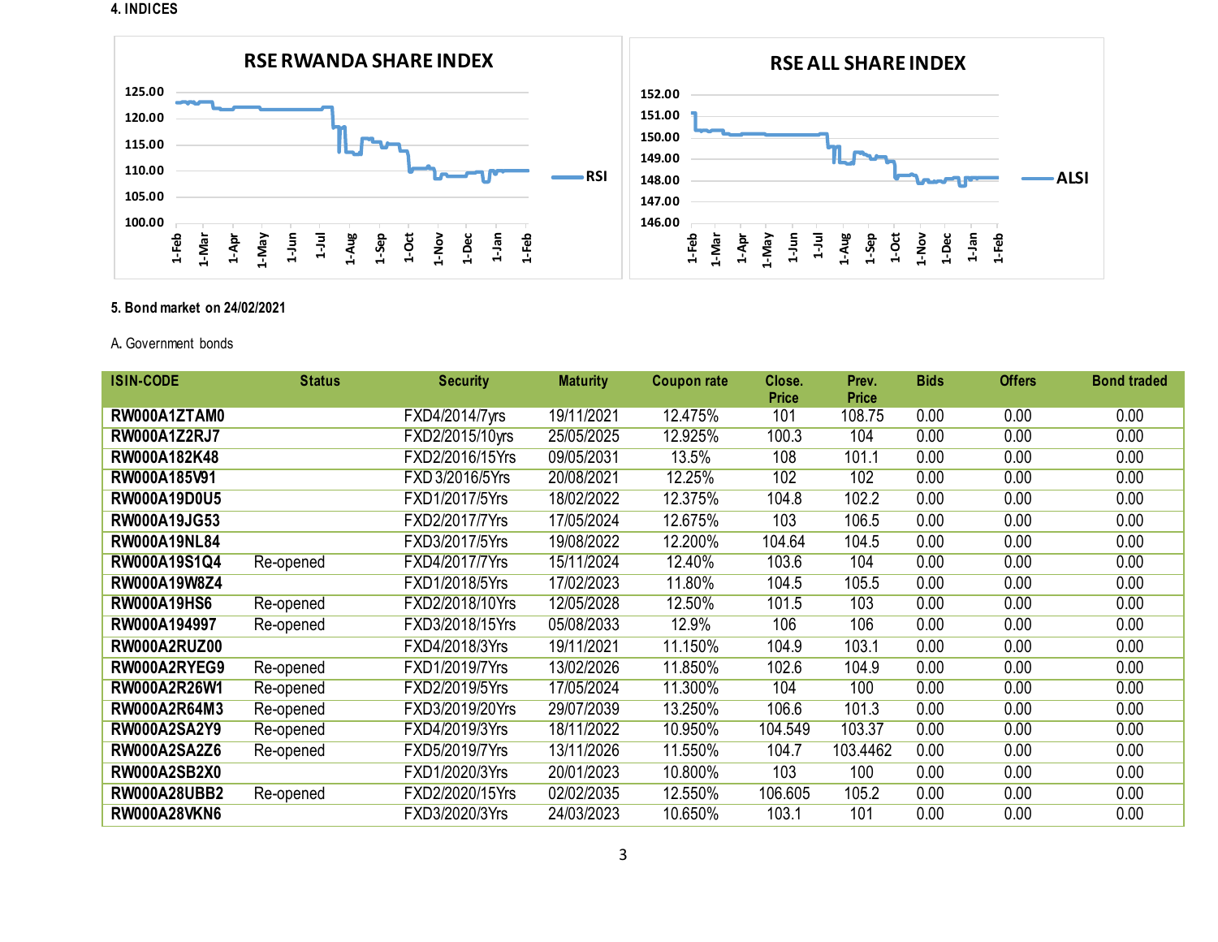## 4. INDICES

RSE RWANDA SHARE INDEX

RSE ALL SHARE INDEX

## 5. Bond market on 24/02/2021

A. Government bonds

| ISIN-CODE | Status | Security | Maturity | Coupon rate | Close. Price | Prev. Price | Bids | Offers | Bond traded |
|---|---|---|---|---|---|---|---|---|---|
| RW000A1ZTAM0 | | FXD4/2014/7yrs | 19/11/2021 | 12.475% | 101 | 108.75 | 0.00 | 0.00 | 0.00 |
| RW000A1Z2RJ7 | | FXD2/2015/10yrs | 25/05/2025 | 12.925% | 100.3 | 104 | 0.00 | 0.00 | 0.00 |
| RW000A182K48 | | FXD2/2016/15Yrs | 09/05/2031 | 13.5% | 108 | 101.1 | 0.00 | 0.00 | 0.00 |
| RW000A185V91 | | FXD 3/2016/5Yrs | 20/08/2021 | 12.25% | 102 | 102 | 0.00 | 0.00 | 0.00 |
| RW000A19D0U5 | | FXD1/2017/5Yrs | 18/02/2022 | 12.375% | 104.8 | 102.2 | 0.00 | 0.00 | 0.00 |
| RW000A19JG53 | | FXD2/2017/7Yrs | 17/05/2024 | 12.675% | 103 | 106.5 | 0.00 | 0.00 | 0.00 |
| RW000A19NL84 | | FXD3/2017/5Yrs | 19/08/2022 | 12.200% | 104.64 | 104.5 | 0.00 | 0.00 | 0.00 |
| RW000A19S1Q4 | Re-opened | FXD4/2017/7Yrs | 15/11/2024 | 12.40% | 103.6 | 104 | 0.00 | 0.00 | 0.00 |
| RW000A19W8Z4 | | FXD1/2018/5Yrs | 17/02/2023 | 11.80% | 104.5 | 105.5 | 0.00 | 0.00 | 0.00 |
| RW000A19HS6 | Re-opened | FXD2/2018/10Yrs | 12/05/2028 | 12.50% | 101.5 | 103 | 0.00 | 0.00 | 0.00 |
| RW000A194997 | Re-opened | FXD3/2018/15Yrs | 05/08/2033 | 12.9% | 106 | 106 | 0.00 | 0.00 | 0.00 |
| RW000A2RUZ00 | | FXD4/2018/3Yrs | 19/11/2021 | 11.150% | 104.9 | 103.1 | 0.00 | 0.00 | 0.00 |
| RW000A2RYEG9 | Re-opened | FXD1/2019/7Yrs | 13/02/2026 | 11.850% | 102.6 | 104.9 | 0.00 | 0.00 | 0.00 |
| RW000A2R26W1 | Re-opened | FXD2/2019/5Yrs | 17/05/2024 | 11.300% | 104 | 100 | 0.00 | 0.00 | 0.00 |
| RW000A2R64M3 | Re-opened | FXD3/2019/20Yrs | 29/07/2039 | 13.250% | 106.6 | 101.3 | 0.00 | 0.00 | 0.00 |
| RW000A2SA2Y9 | Re-opened | FXD4/2019/3Yrs | 18/11/2022 | 10.950% | 104.549 | 103.37 | 0.00 | 0.00 | 0.00 |
| RW000A2SA2Z6 | Re-opened | FXD5/2019/7Yrs | 13/11/2026 | 11.550% | 104.7 | 103.4462 | 0.00 | 0.00 | 0.00 |
| RW000A2SB2X0 | | FXD1/2020/3Yrs | 20/01/2023 | 10.800% | 103 | 100 | 0.00 | 0.00 | 0.00 |
| RW000A28UBB2 | Re-opened | FXD2/2020/15Yrs | 02/02/2035 | 12.550% | 106.605 | 105.2 | 0.00 | 0.00 | 0.00 |
| RW000A28VKN6 | | FXD3/2020/3Yrs | 24/03/2023 | 10.650% | 103.1 | 101 | 0.00 | 0.00 | 0.00 |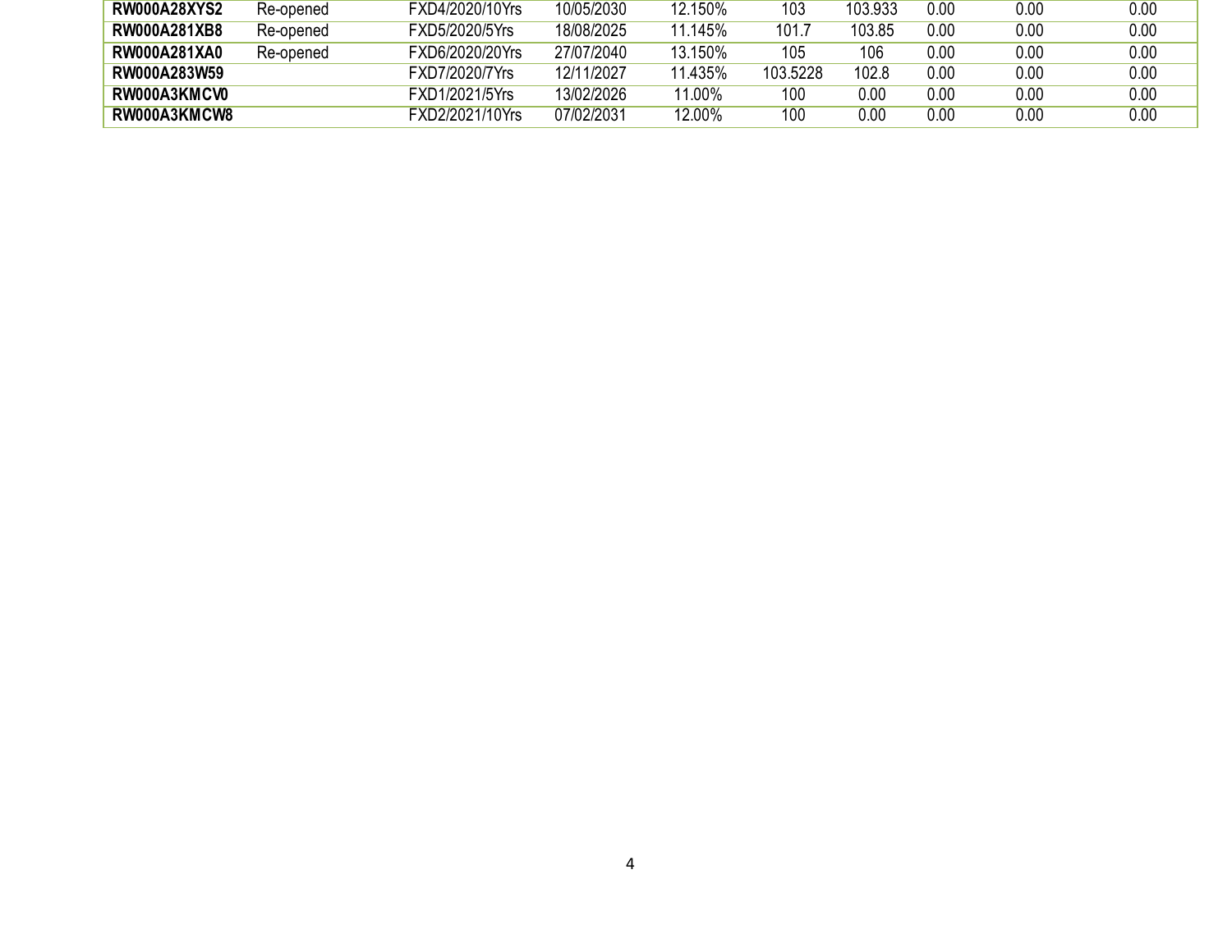| | | | | | | | | | |
|---|---|---|---|---|---|---|---|---|---|
| **RW000A28XYS2** | Re-opened | FXD4/2020/10Yrs | 10/05/2030 | 12.150% | 103 | 103.933 | 0.00 | 0.00 | 0.00 |
| **RW000A281XB8** | Re-opened | FXD5/2020/5Yrs | 18/08/2025 | 11.145% | 101.7 | 103.85 | 0.00 | 0.00 | 0.00 |
| **RW000A281XA0** | Re-opened | FXD6/2020/20Yrs | 27/07/2040 | 13.150% | 105 | 106 | 0.00 | 0.00 | 0.00 |
| **RW000A283W59** | | FXD7/2020/7Yrs | 12/11/2027 | 11.435% | 103.5228 | 102.8 | 0.00 | 0.00 | 0.00 |
| **RW000A3KMCV0** | | FXD1/2021/5Yrs | 13/02/2026 | 11.00% | 100 | 0.00 | 0.00 | 0.00 | 0.00 |
| **RW000A3KMCW8** | | FXD2/2021/10Yrs | 07/02/2031 | 12.00% | 100 | 0.00 | 0.00 | 0.00 | 0.00 |